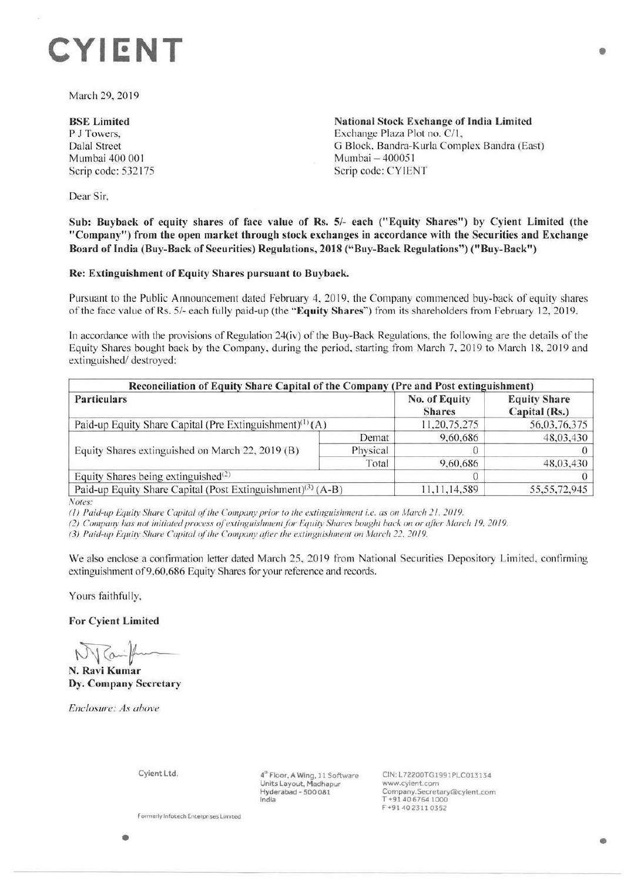# CYIENT

March 29, 2019

**BSE Limited**
P J Towers,
Dalal Street
Mumbai 400 001
Scrip code: 532175

**National Stock Exchange of India Limited**
Exchange Plaza Plot no. C/1,
G Block, Bandra-Kurla Complex Bandra (East)
Mumbai – 400051
Scrip code: CYIENT

Dear Sir,

**Sub: Buyback of equity shares of face value of Rs. 5/- each ("Equity Shares") by Cyient Limited (the "Company") from the open market through stock exchanges in accordance with the Securities and Exchange Board of India (Buy-Back of Securities) Regulations, 2018 ("Buy-Back Regulations") ("Buy-Back")**

**Re: Extinguishment of Equity Shares pursuant to Buyback.**

Pursuant to the Public Announcement dated February 4, 2019, the Company commenced buy-back of equity shares of the face value of Rs. 5/- each fully paid-up (the "**Equity Shares**") from its shareholders from February 12, 2019.

In accordance with the provisions of Regulation 24(iv) of the Buy-Back Regulations, the following are the details of the Equity Shares bought back by the Company, during the period, starting from March 7, 2019 to March 18, 2019 and extinguished/ destroyed:

| Reconciliation of Equity Share Capital of the Company (Pre and Post extinguishment) | | | |
|---|---|---|---|
| **Particulars** | | **No. of Equity Shares** | **Equity Share Capital (Rs.)** |
| Paid-up Equity Share Capital (Pre Extinguishment)[1] (A) | | 11,20,75,275 | 56,03,76,375 |
| Equity Shares extinguished on March 22, 2019 (B) | Demat | 9,60,686 | 48,03,430 |
| | Physical | 0 | 0 |
| | Total | 9,60,686 | 48,03,430 |
| Equity Shares being extinguished[2] | | 0 | 0 |
| Paid-up Equity Share Capital (Post Extinguishment)[3] (A-B) | | 11,11,14,589 | 55,55,72,945 |

*Notes:*

*(1) Paid-up Equity Share Capital of the Company prior to the extinguishment i.e. as on March 21, 2019.*

*(2) Company has not initiated process of extinguishment for Equity Shares bought back on or after March 19, 2019.*

*(3) Paid-up Equity Share Capital of the Company after the extinguishment on March 22, 2019.*

We also enclose a confirmation letter dated March 25, 2019 from National Securities Depository Limited, confirming extinguishment of 9,60,686 Equity Shares for your reference and records.

Yours faithfully,

**For Cyient Limited**

**N. Ravi Kumar**
**Dy. Company Secretary**

*Enclosure: As above*

Cyient Ltd.

4th Floor, A Wing, 11 Software Units Layout, Madhapur
Hyderabad - 500 081
India

CIN: L72200TG1991PLC013134
www.cyient.com
Company.Secretary@cyient.com
T +91 40 6764 1000
F +91 40 2311 0352

Formerly Infotech Enterprises Limited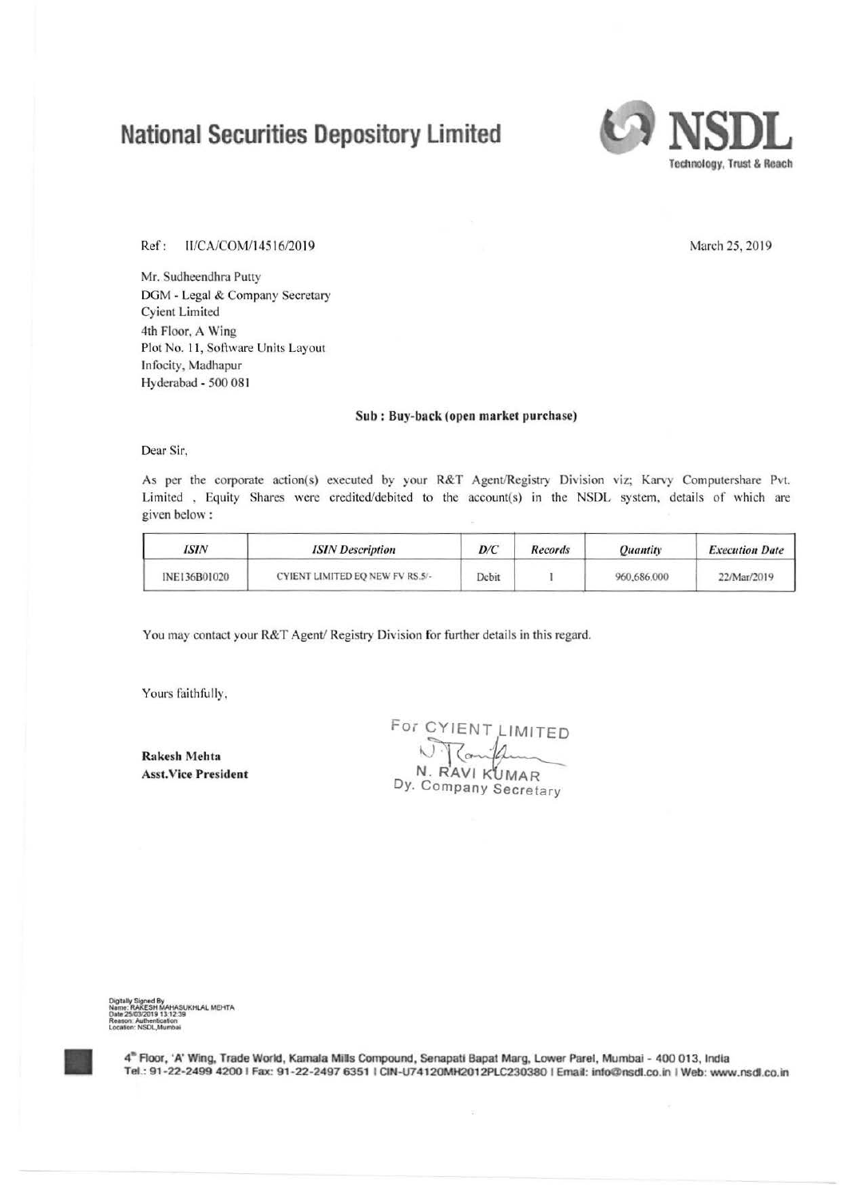# National Securities Depository Limited

**NSDL**
Technology, Trust & Reach

Ref : II/CA/COM/14516/2019

March 25, 2019

Mr. Sudheendhra Putty
DGM - Legal & Company Secretary
Cyient Limited
4th Floor, A Wing
Plot No. 11, Software Units Layout
Infocity, Madhapur
Hyderabad - 500 081

**Sub : Buy-back (open market purchase)**

Dear Sir,

As per the corporate action(s) executed by your R&T Agent/Registry Division viz; Karvy Computershare Pvt. Limited , Equity Shares were credited/debited to the account(s) in the NSDL system, details of which are given below :

| *ISIN* | *ISIN Description* | *D/C* | *Records* | *Quantity* | *Execution Date* |
|---|---|---|---|---|---|
| INE136B01020 | CYIENT LIMITED EQ NEW FV RS.5/- | Debit | 1 | 960,686.000 | 22/Mar/2019 |

You may contact your R&T Agent/ Registry Division for further details in this regard.

Yours faithfully,

**Rakesh Mehta**
**Asst.Vice President**

For CYIENT LIMITED
N. RAVI KUMAR
Dy. Company Secretary

Digitally Signed By
Name: RAKESH MAHASUKHLAL MEHTA
Date 25/03/2019 13:12:39
Reason: Authentication
Location: NSDL,Mumbai

4th Floor, 'A' Wing, Trade World, Kamala Mills Compound, Senapati Bapat Marg, Lower Parel, Mumbai - 400 013, India
Tel.: 91-22-2499 4200 | Fax: 91-22-2497 6351 | CIN-U74120MH2012PLC230380 | Email: info@nsdl.co.in | Web: www.nsdl.co.in